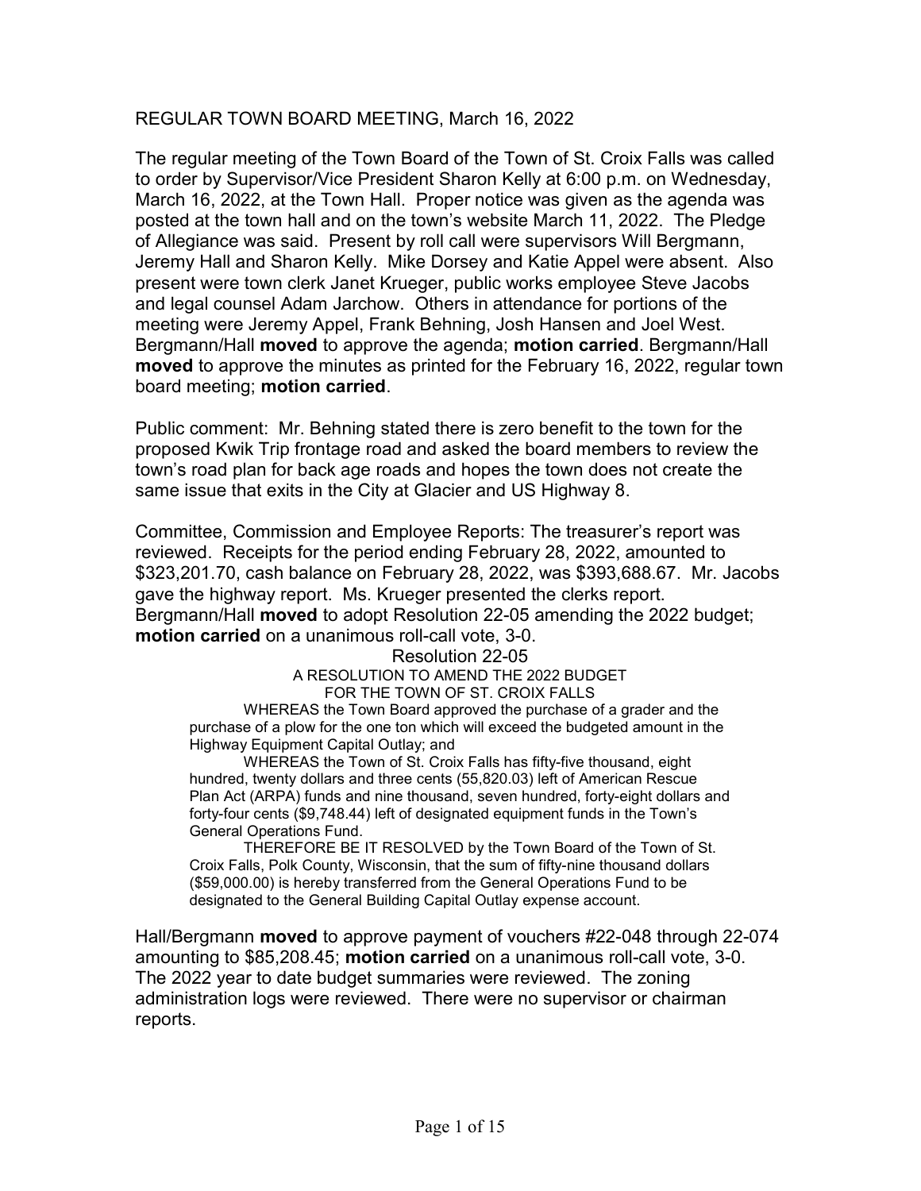REGULAR TOWN BOARD MEETING, March 16, 2022

The regular meeting of the Town Board of the Town of St. Croix Falls was called to order by Supervisor/Vice President Sharon Kelly at 6:00 p.m. on Wednesday, March 16, 2022, at the Town Hall. Proper notice was given as the agenda was posted at the town hall and on the town's website March 11, 2022. The Pledge of Allegiance was said. Present by roll call were supervisors Will Bergmann, Jeremy Hall and Sharon Kelly. Mike Dorsey and Katie Appel were absent. Also present were town clerk Janet Krueger, public works employee Steve Jacobs and legal counsel Adam Jarchow. Others in attendance for portions of the meeting were Jeremy Appel, Frank Behning, Josh Hansen and Joel West. Bergmann/Hall **moved** to approve the agenda; **motion carried**. Bergmann/Hall **moved** to approve the minutes as printed for the February 16, 2022, regular town board meeting; **motion carried**.

Public comment: Mr. Behning stated there is zero benefit to the town for the proposed Kwik Trip frontage road and asked the board members to review the town's road plan for back age roads and hopes the town does not create the same issue that exits in the City at Glacier and US Highway 8.

Committee, Commission and Employee Reports: The treasurer's report was reviewed. Receipts for the period ending February 28, 2022, amounted to $323,201.70, cash balance on February 28, 2022, was $393,688.67. Mr. Jacobs gave the highway report. Ms. Krueger presented the clerks report. Bergmann/Hall **moved** to adopt Resolution 22-05 amending the 2022 budget; **motion carried** on a unanimous roll-call vote, 3-0.

Resolution 22-05
A RESOLUTION TO AMEND THE 2022 BUDGET
FOR THE TOWN OF ST. CROIX FALLS

WHEREAS the Town Board approved the purchase of a grader and the purchase of a plow for the one ton which will exceed the budgeted amount in the Highway Equipment Capital Outlay; and

WHEREAS the Town of St. Croix Falls has fifty-five thousand, eight hundred, twenty dollars and three cents (55,820.03) left of American Rescue Plan Act (ARPA) funds and nine thousand, seven hundred, forty-eight dollars and forty-four cents ($9,748.44) left of designated equipment funds in the Town's General Operations Fund.

THEREFORE BE IT RESOLVED by the Town Board of the Town of St. Croix Falls, Polk County, Wisconsin, that the sum of fifty-nine thousand dollars ($59,000.00) is hereby transferred from the General Operations Fund to be designated to the General Building Capital Outlay expense account.

Hall/Bergmann **moved** to approve payment of vouchers #22-048 through 22-074 amounting to $85,208.45; **motion carried** on a unanimous roll-call vote, 3-0. The 2022 year to date budget summaries were reviewed. The zoning administration logs were reviewed. There were no supervisor or chairman reports.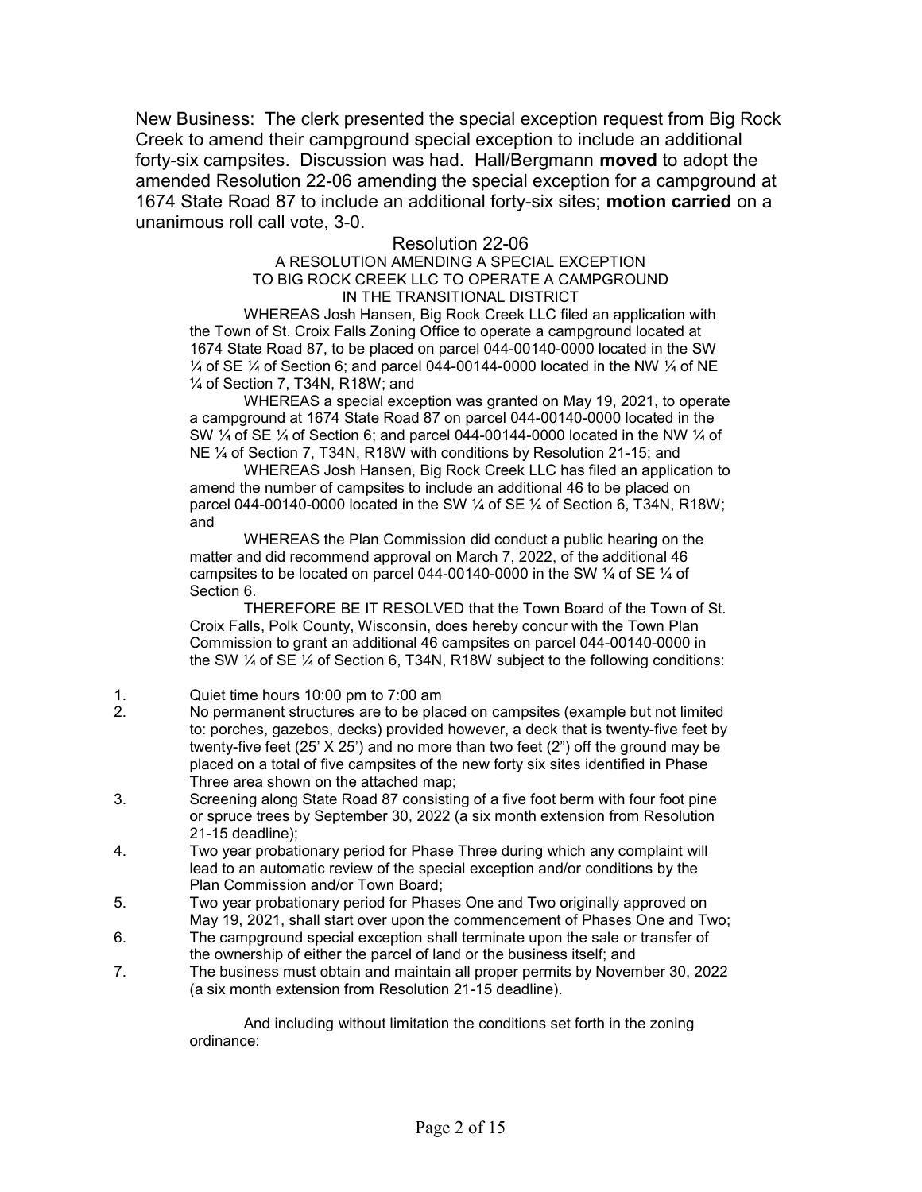New Business: The clerk presented the special exception request from Big Rock Creek to amend their campground special exception to include an additional forty-six campsites. Discussion was had. Hall/Bergmann **moved** to adopt the amended Resolution 22-06 amending the special exception for a campground at 1674 State Road 87 to include an additional forty-six sites; **motion carried** on a unanimous roll call vote, 3-0.

## Resolution 22-06

### A RESOLUTION AMENDING A SPECIAL EXCEPTION TO BIG ROCK CREEK LLC TO OPERATE A CAMPGROUND IN THE TRANSITIONAL DISTRICT

WHEREAS Josh Hansen, Big Rock Creek LLC filed an application with the Town of St. Croix Falls Zoning Office to operate a campground located at 1674 State Road 87, to be placed on parcel 044-00140-0000 located in the SW ¼ of SE ¼ of Section 6; and parcel 044-00144-0000 located in the NW ¼ of NE ¼ of Section 7, T34N, R18W; and

WHEREAS a special exception was granted on May 19, 2021, to operate a campground at 1674 State Road 87 on parcel 044-00140-0000 located in the SW ¼ of SE ¼ of Section 6; and parcel 044-00144-0000 located in the NW ¼ of NE ¼ of Section 7, T34N, R18W with conditions by Resolution 21-15; and

WHEREAS Josh Hansen, Big Rock Creek LLC has filed an application to amend the number of campsites to include an additional 46 to be placed on parcel 044-00140-0000 located in the SW ¼ of SE ¼ of Section 6, T34N, R18W; and

WHEREAS the Plan Commission did conduct a public hearing on the matter and did recommend approval on March 7, 2022, of the additional 46 campsites to be located on parcel 044-00140-0000 in the SW ¼ of SE ¼ of Section 6.

THEREFORE BE IT RESOLVED that the Town Board of the Town of St. Croix Falls, Polk County, Wisconsin, does hereby concur with the Town Plan Commission to grant an additional 46 campsites on parcel 044-00140-0000 in the SW ¼ of SE ¼ of Section 6, T34N, R18W subject to the following conditions:

1. Quiet time hours 10:00 pm to 7:00 am
2. No permanent structures are to be placed on campsites (example but not limited to: porches, gazebos, decks) provided however, a deck that is twenty-five feet by twenty-five feet (25' X 25') and no more than two feet (2") off the ground may be placed on a total of five campsites of the new forty six sites identified in Phase Three area shown on the attached map;
3. Screening along State Road 87 consisting of a five foot berm with four foot pine or spruce trees by September 30, 2022 (a six month extension from Resolution 21-15 deadline);
4. Two year probationary period for Phase Three during which any complaint will lead to an automatic review of the special exception and/or conditions by the Plan Commission and/or Town Board;
5. Two year probationary period for Phases One and Two originally approved on May 19, 2021, shall start over upon the commencement of Phases One and Two;
6. The campground special exception shall terminate upon the sale or transfer of the ownership of either the parcel of land or the business itself; and
7. The business must obtain and maintain all proper permits by November 30, 2022 (a six month extension from Resolution 21-15 deadline).

And including without limitation the conditions set forth in the zoning ordinance: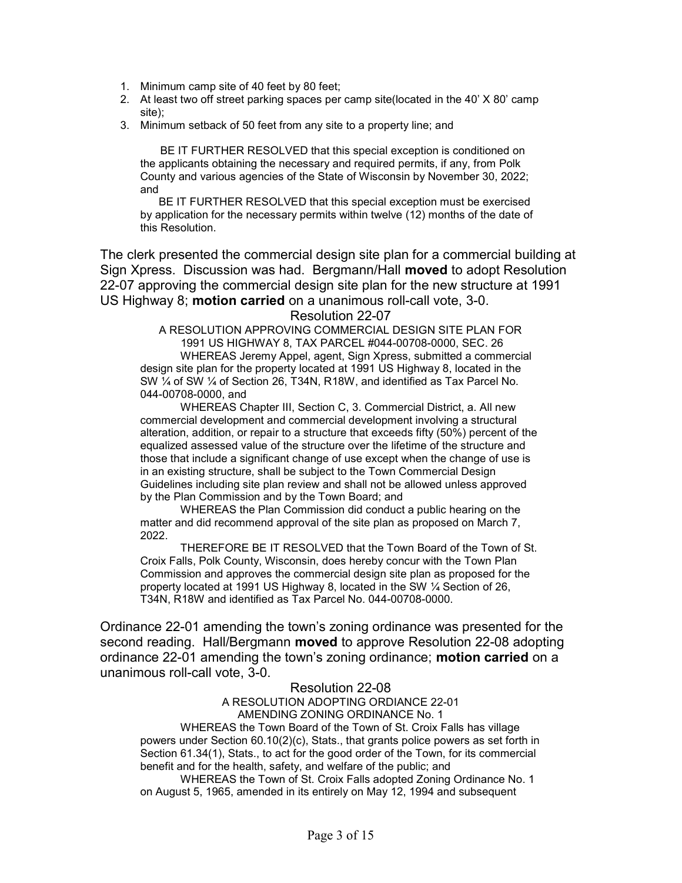1. Minimum camp site of 40 feet by 80 feet;
2. At least two off street parking spaces per camp site(located in the 40' X 80' camp site);
3. Minimum setback of 50 feet from any site to a property line; and

BE IT FURTHER RESOLVED that this special exception is conditioned on the applicants obtaining the necessary and required permits, if any, from Polk County and various agencies of the State of Wisconsin by November 30, 2022; and

BE IT FURTHER RESOLVED that this special exception must be exercised by application for the necessary permits within twelve (12) months of the date of this Resolution.

The clerk presented the commercial design site plan for a commercial building at Sign Xpress. Discussion was had. Bergmann/Hall **moved** to adopt Resolution 22-07 approving the commercial design site plan for the new structure at 1991 US Highway 8; **motion carried** on a unanimous roll-call vote, 3-0.

Resolution 22-07

A RESOLUTION APPROVING COMMERCIAL DESIGN SITE PLAN FOR 1991 US HIGHWAY 8, TAX PARCEL #044-00708-0000, SEC. 26

WHEREAS Jeremy Appel, agent, Sign Xpress, submitted a commercial design site plan for the property located at 1991 US Highway 8, located in the SW ¼ of SW ¼ of Section 26, T34N, R18W, and identified as Tax Parcel No. 044-00708-0000, and

WHEREAS Chapter III, Section C, 3. Commercial District, a. All new commercial development and commercial development involving a structural alteration, addition, or repair to a structure that exceeds fifty (50%) percent of the equalized assessed value of the structure over the lifetime of the structure and those that include a significant change of use except when the change of use is in an existing structure, shall be subject to the Town Commercial Design Guidelines including site plan review and shall not be allowed unless approved by the Plan Commission and by the Town Board; and

WHEREAS the Plan Commission did conduct a public hearing on the matter and did recommend approval of the site plan as proposed on March 7, 2022.

THEREFORE BE IT RESOLVED that the Town Board of the Town of St. Croix Falls, Polk County, Wisconsin, does hereby concur with the Town Plan Commission and approves the commercial design site plan as proposed for the property located at 1991 US Highway 8, located in the SW ¼ Section of 26, T34N, R18W and identified as Tax Parcel No. 044-00708-0000.

Ordinance 22-01 amending the town's zoning ordinance was presented for the second reading. Hall/Bergmann **moved** to approve Resolution 22-08 adopting ordinance 22-01 amending the town's zoning ordinance; **motion carried** on a unanimous roll-call vote, 3-0.

Resolution 22-08

A RESOLUTION ADOPTING ORDIANCE 22-01
AMENDING ZONING ORDINANCE No. 1

WHEREAS the Town Board of the Town of St. Croix Falls has village powers under Section 60.10(2)(c), Stats., that grants police powers as set forth in Section 61.34(1), Stats., to act for the good order of the Town, for its commercial benefit and for the health, safety, and welfare of the public; and

WHEREAS the Town of St. Croix Falls adopted Zoning Ordinance No. 1 on August 5, 1965, amended in its entirely on May 12, 1994 and subsequent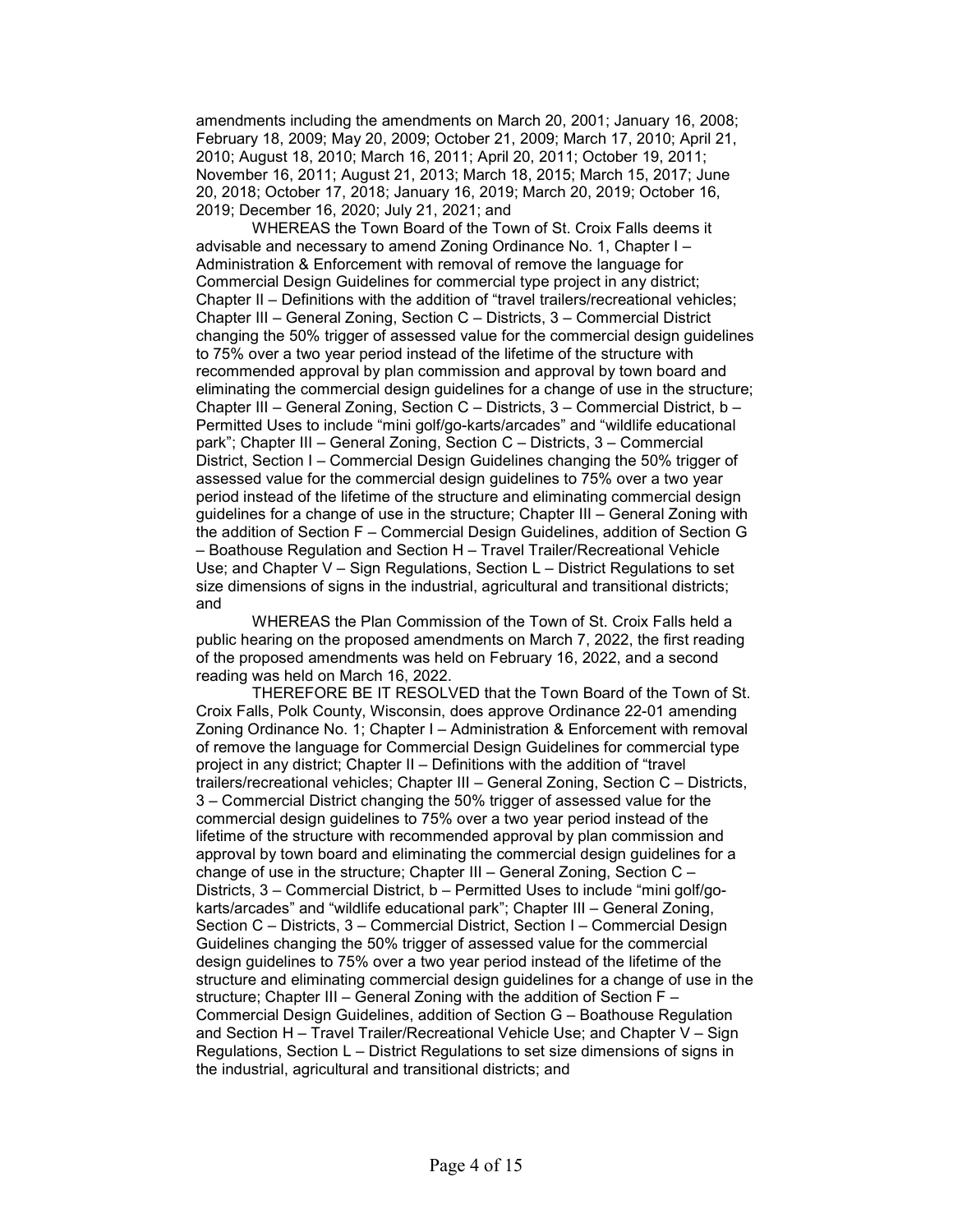amendments including the amendments on March 20, 2001; January 16, 2008; February 18, 2009; May 20, 2009; October 21, 2009; March 17, 2010; April 21, 2010; August 18, 2010; March 16, 2011; April 20, 2011; October 19, 2011; November 16, 2011; August 21, 2013; March 18, 2015; March 15, 2017; June 20, 2018; October 17, 2018; January 16, 2019; March 20, 2019; October 16, 2019; December 16, 2020; July 21, 2021; and

WHEREAS the Town Board of the Town of St. Croix Falls deems it advisable and necessary to amend Zoning Ordinance No. 1, Chapter I – Administration & Enforcement with removal of remove the language for Commercial Design Guidelines for commercial type project in any district; Chapter II – Definitions with the addition of "travel trailers/recreational vehicles; Chapter III – General Zoning, Section C – Districts, 3 – Commercial District changing the 50% trigger of assessed value for the commercial design guidelines to 75% over a two year period instead of the lifetime of the structure with recommended approval by plan commission and approval by town board and eliminating the commercial design guidelines for a change of use in the structure; Chapter III – General Zoning, Section C – Districts, 3 – Commercial District, b – Permitted Uses to include "mini golf/go-karts/arcades" and "wildlife educational park"; Chapter III – General Zoning, Section C – Districts, 3 – Commercial District, Section I – Commercial Design Guidelines changing the 50% trigger of assessed value for the commercial design guidelines to 75% over a two year period instead of the lifetime of the structure and eliminating commercial design guidelines for a change of use in the structure; Chapter III – General Zoning with the addition of Section F – Commercial Design Guidelines, addition of Section G – Boathouse Regulation and Section H – Travel Trailer/Recreational Vehicle Use; and Chapter V – Sign Regulations, Section L – District Regulations to set size dimensions of signs in the industrial, agricultural and transitional districts; and

WHEREAS the Plan Commission of the Town of St. Croix Falls held a public hearing on the proposed amendments on March 7, 2022, the first reading of the proposed amendments was held on February 16, 2022, and a second reading was held on March 16, 2022.

THEREFORE BE IT RESOLVED that the Town Board of the Town of St. Croix Falls, Polk County, Wisconsin, does approve Ordinance 22-01 amending Zoning Ordinance No. 1; Chapter I – Administration & Enforcement with removal of remove the language for Commercial Design Guidelines for commercial type project in any district; Chapter II – Definitions with the addition of "travel trailers/recreational vehicles; Chapter III – General Zoning, Section C – Districts, 3 – Commercial District changing the 50% trigger of assessed value for the commercial design guidelines to 75% over a two year period instead of the lifetime of the structure with recommended approval by plan commission and approval by town board and eliminating the commercial design guidelines for a change of use in the structure; Chapter III – General Zoning, Section C – Districts, 3 – Commercial District, b – Permitted Uses to include "mini golf/go-karts/arcades" and "wildlife educational park"; Chapter III – General Zoning, Section C – Districts, 3 – Commercial District, Section I – Commercial Design Guidelines changing the 50% trigger of assessed value for the commercial design guidelines to 75% over a two year period instead of the lifetime of the structure and eliminating commercial design guidelines for a change of use in the structure; Chapter III – General Zoning with the addition of Section F – Commercial Design Guidelines, addition of Section G – Boathouse Regulation and Section H – Travel Trailer/Recreational Vehicle Use; and Chapter V – Sign Regulations, Section L – District Regulations to set size dimensions of signs in the industrial, agricultural and transitional districts; and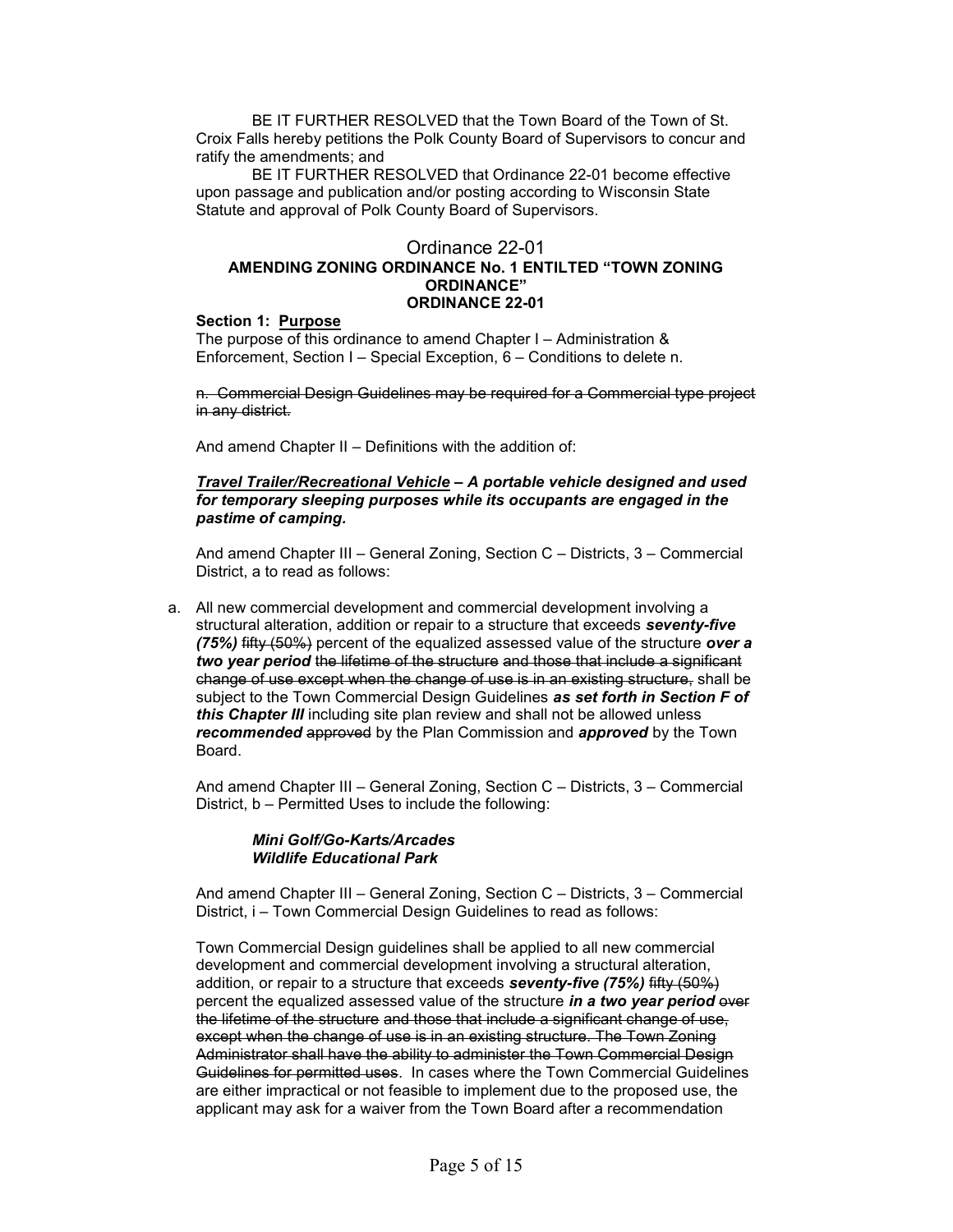BE IT FURTHER RESOLVED that the Town Board of the Town of St. Croix Falls hereby petitions the Polk County Board of Supervisors to concur and ratify the amendments; and

BE IT FURTHER RESOLVED that Ordinance 22-01 become effective upon passage and publication and/or posting according to Wisconsin State Statute and approval of Polk County Board of Supervisors.

## Ordinance 22-01

### AMENDING ZONING ORDINANCE No. 1 ENTILTED "TOWN ZONING ORDINANCE"
### ORDINANCE 22-01

**Section 1: <u>Purpose</u>**

The purpose of this ordinance to amend Chapter I – Administration & Enforcement, Section I – Special Exception, 6 – Conditions to delete n.

~~n. Commercial Design Guidelines may be required for a Commercial type project in any district.~~

And amend Chapter II – Definitions with the addition of:

***<u>Travel Trailer/Recreational Vehicle</u> – A portable vehicle designed and used for temporary sleeping purposes while its occupants are engaged in the pastime of camping.***

And amend Chapter III – General Zoning, Section C – Districts, 3 – Commercial District, a to read as follows:

a. All new commercial development and commercial development involving a structural alteration, addition or repair to a structure that exceeds ***seventy-five (75%)*** ~~fifty (50%)~~ percent of the equalized assessed value of the structure ***over a two year period*** ~~the lifetime of the structure~~ ~~and those that include a significant change of use except when the change of use is in an existing structure,~~ shall be subject to the Town Commercial Design Guidelines ***as set forth in Section F of this Chapter III*** including site plan review and shall not be allowed unless ***recommended*** ~~approved~~ by the Plan Commission and ***approved*** by the Town Board.

And amend Chapter III – General Zoning, Section C – Districts, 3 – Commercial District, b – Permitted Uses to include the following:

***Mini Golf/Go-Karts/Arcades***
***Wildlife Educational Park***

And amend Chapter III – General Zoning, Section C – Districts, 3 – Commercial District, i – Town Commercial Design Guidelines to read as follows:

Town Commercial Design guidelines shall be applied to all new commercial development and commercial development involving a structural alteration, addition, or repair to a structure that exceeds ***seventy-five (75%)*** ~~fifty (50%)~~ percent the equalized assessed value of the structure ***in a two year period*** ~~over the lifetime of the structure and those that include a significant change of use, except when the change of use is in an existing structure. The Town Zoning Administrator shall have the ability to administer the Town Commercial Design Guidelines for permitted uses~~. In cases where the Town Commercial Guidelines are either impractical or not feasible to implement due to the proposed use, the applicant may ask for a waiver from the Town Board after a recommendation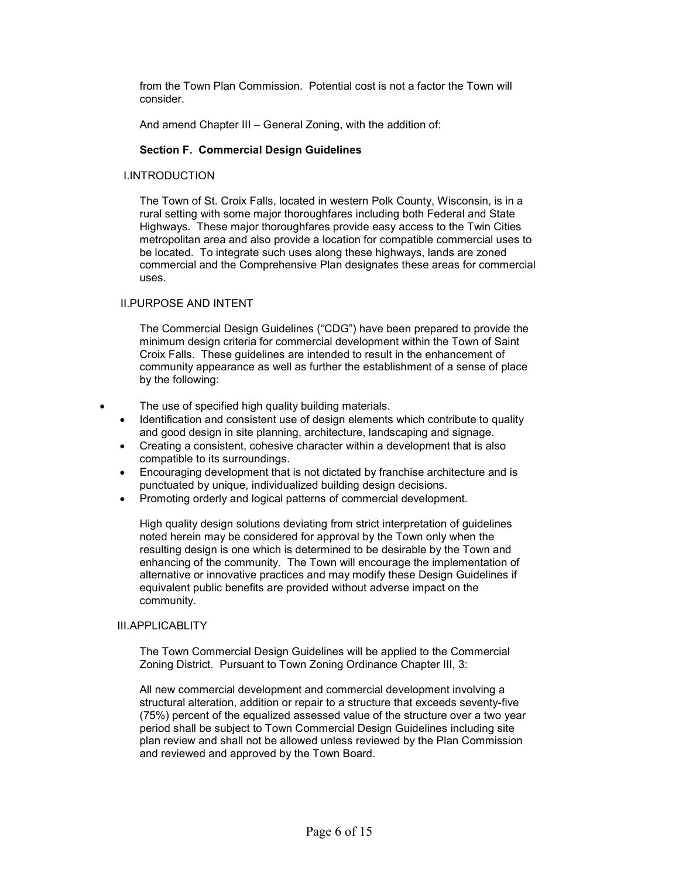from the Town Plan Commission. Potential cost is not a factor the Town will consider.

And amend Chapter III – General Zoning, with the addition of:

**Section F. Commercial Design Guidelines**

I.INTRODUCTION

The Town of St. Croix Falls, located in western Polk County, Wisconsin, is in a rural setting with some major thoroughfares including both Federal and State Highways. These major thoroughfares provide easy access to the Twin Cities metropolitan area and also provide a location for compatible commercial uses to be located. To integrate such uses along these highways, lands are zoned commercial and the Comprehensive Plan designates these areas for commercial uses.

II.PURPOSE AND INTENT

The Commercial Design Guidelines ("CDG") have been prepared to provide the minimum design criteria for commercial development within the Town of Saint Croix Falls. These guidelines are intended to result in the enhancement of community appearance as well as further the establishment of a sense of place by the following:

- The use of specified high quality building materials.
- Identification and consistent use of design elements which contribute to quality and good design in site planning, architecture, landscaping and signage.
- Creating a consistent, cohesive character within a development that is also compatible to its surroundings.
- Encouraging development that is not dictated by franchise architecture and is punctuated by unique, individualized building design decisions.
- Promoting orderly and logical patterns of commercial development.

High quality design solutions deviating from strict interpretation of guidelines noted herein may be considered for approval by the Town only when the resulting design is one which is determined to be desirable by the Town and enhancing of the community. The Town will encourage the implementation of alternative or innovative practices and may modify these Design Guidelines if equivalent public benefits are provided without adverse impact on the community.

III.APPLICABLITY

The Town Commercial Design Guidelines will be applied to the Commercial Zoning District. Pursuant to Town Zoning Ordinance Chapter III, 3:

All new commercial development and commercial development involving a structural alteration, addition or repair to a structure that exceeds seventy-five (75%) percent of the equalized assessed value of the structure over a two year period shall be subject to Town Commercial Design Guidelines including site plan review and shall not be allowed unless reviewed by the Plan Commission and reviewed and approved by the Town Board.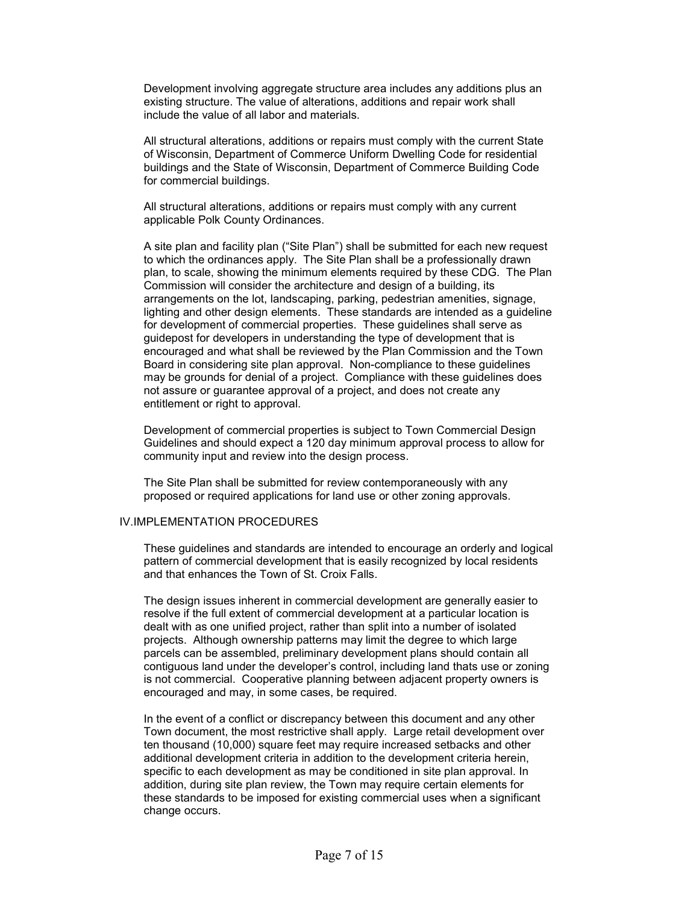Development involving aggregate structure area includes any additions plus an existing structure. The value of alterations, additions and repair work shall include the value of all labor and materials.

All structural alterations, additions or repairs must comply with the current State of Wisconsin, Department of Commerce Uniform Dwelling Code for residential buildings and the State of Wisconsin, Department of Commerce Building Code for commercial buildings.

All structural alterations, additions or repairs must comply with any current applicable Polk County Ordinances.

A site plan and facility plan ("Site Plan") shall be submitted for each new request to which the ordinances apply. The Site Plan shall be a professionally drawn plan, to scale, showing the minimum elements required by these CDG. The Plan Commission will consider the architecture and design of a building, its arrangements on the lot, landscaping, parking, pedestrian amenities, signage, lighting and other design elements. These standards are intended as a guideline for development of commercial properties. These guidelines shall serve as guidepost for developers in understanding the type of development that is encouraged and what shall be reviewed by the Plan Commission and the Town Board in considering site plan approval. Non-compliance to these guidelines may be grounds for denial of a project. Compliance with these guidelines does not assure or guarantee approval of a project, and does not create any entitlement or right to approval.

Development of commercial properties is subject to Town Commercial Design Guidelines and should expect a 120 day minimum approval process to allow for community input and review into the design process.

The Site Plan shall be submitted for review contemporaneously with any proposed or required applications for land use or other zoning approvals.

## IV.IMPLEMENTATION PROCEDURES

These guidelines and standards are intended to encourage an orderly and logical pattern of commercial development that is easily recognized by local residents and that enhances the Town of St. Croix Falls.

The design issues inherent in commercial development are generally easier to resolve if the full extent of commercial development at a particular location is dealt with as one unified project, rather than split into a number of isolated projects. Although ownership patterns may limit the degree to which large parcels can be assembled, preliminary development plans should contain all contiguous land under the developer's control, including land thats use or zoning is not commercial. Cooperative planning between adjacent property owners is encouraged and may, in some cases, be required.

In the event of a conflict or discrepancy between this document and any other Town document, the most restrictive shall apply. Large retail development over ten thousand (10,000) square feet may require increased setbacks and other additional development criteria in addition to the development criteria herein, specific to each development as may be conditioned in site plan approval. In addition, during site plan review, the Town may require certain elements for these standards to be imposed for existing commercial uses when a significant change occurs.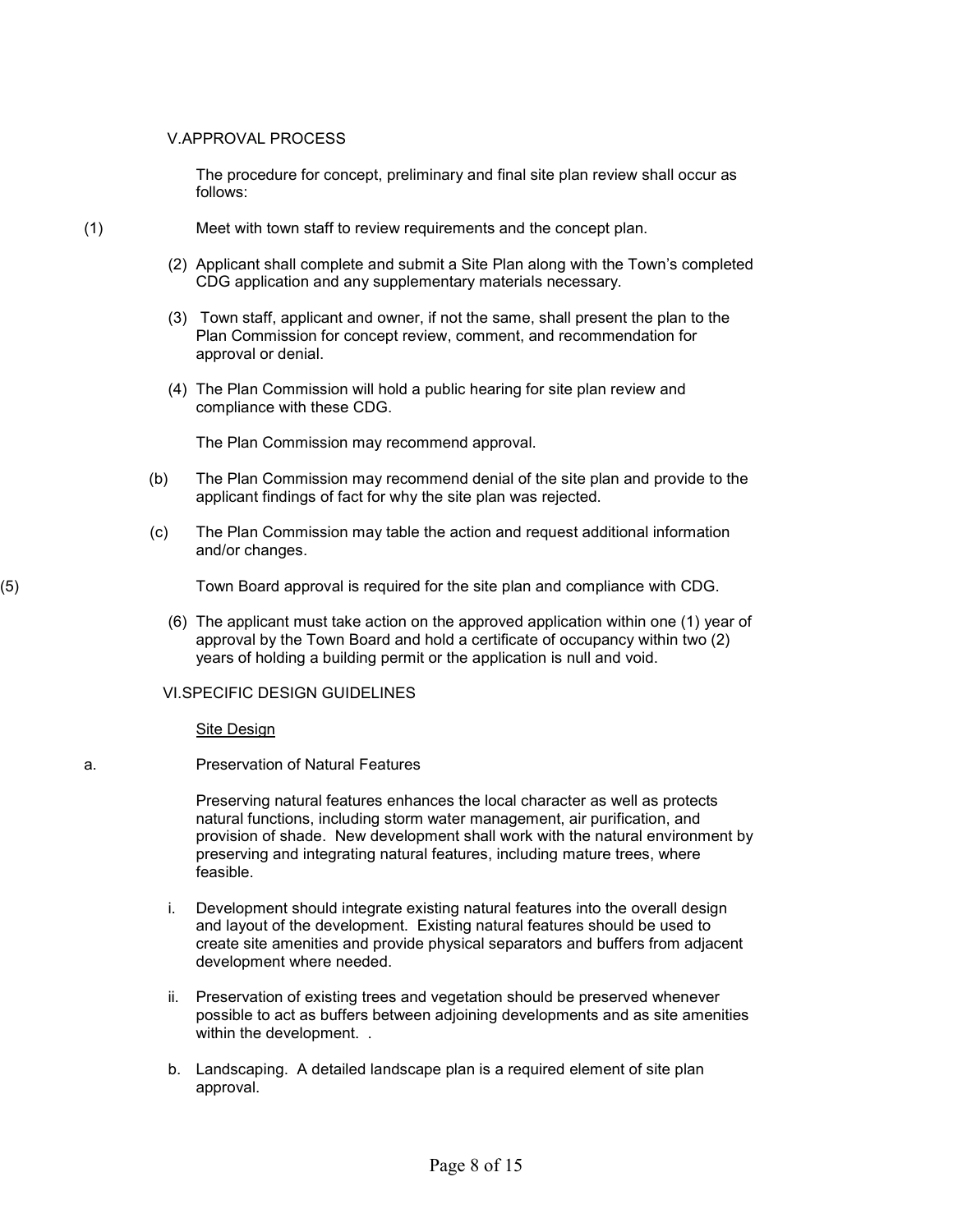## V. APPROVAL PROCESS

The procedure for concept, preliminary and final site plan review shall occur as follows:

(1) Meet with town staff to review requirements and the concept plan.

(2) Applicant shall complete and submit a Site Plan along with the Town's completed CDG application and any supplementary materials necessary.

(3) Town staff, applicant and owner, if not the same, shall present the plan to the Plan Commission for concept review, comment, and recommendation for approval or denial.

(4) The Plan Commission will hold a public hearing for site plan review and compliance with these CDG.

The Plan Commission may recommend approval.

(b) The Plan Commission may recommend denial of the site plan and provide to the applicant findings of fact for why the site plan was rejected.

(c) The Plan Commission may table the action and request additional information and/or changes.

(5) Town Board approval is required for the site plan and compliance with CDG.

(6) The applicant must take action on the approved application within one (1) year of approval by the Town Board and hold a certificate of occupancy within two (2) years of holding a building permit or the application is null and void.

## VI. SPECIFIC DESIGN GUIDELINES

<u>Site Design</u>

a. Preservation of Natural Features

Preserving natural features enhances the local character as well as protects natural functions, including storm water management, air purification, and provision of shade. New development shall work with the natural environment by preserving and integrating natural features, including mature trees, where feasible.

i. Development should integrate existing natural features into the overall design and layout of the development. Existing natural features should be used to create site amenities and provide physical separators and buffers from adjacent development where needed.

ii. Preservation of existing trees and vegetation should be preserved whenever possible to act as buffers between adjoining developments and as site amenities within the development. .

b. Landscaping. A detailed landscape plan is a required element of site plan approval.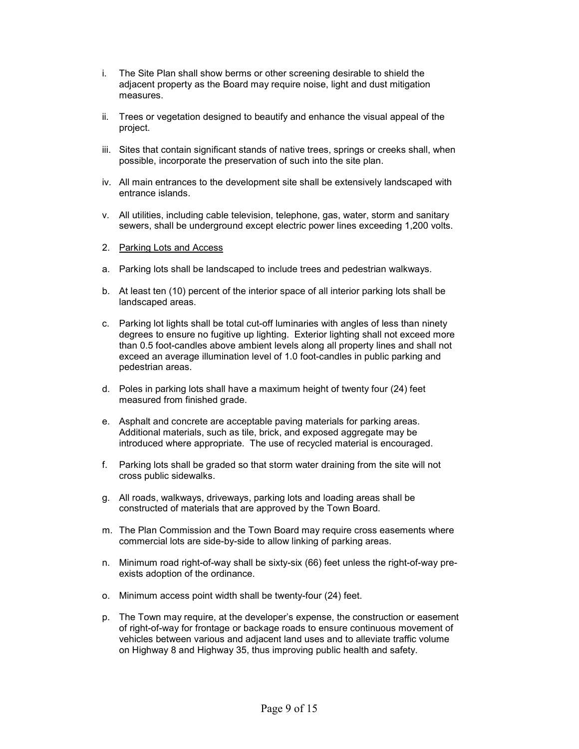i. The Site Plan shall show berms or other screening desirable to shield the adjacent property as the Board may require noise, light and dust mitigation measures.

ii. Trees or vegetation designed to beautify and enhance the visual appeal of the project.

iii. Sites that contain significant stands of native trees, springs or creeks shall, when possible, incorporate the preservation of such into the site plan.

iv. All main entrances to the development site shall be extensively landscaped with entrance islands.

v. All utilities, including cable television, telephone, gas, water, storm and sanitary sewers, shall be underground except electric power lines exceeding 1,200 volts.

2. <u>Parking Lots and Access</u>

a. Parking lots shall be landscaped to include trees and pedestrian walkways.

b. At least ten (10) percent of the interior space of all interior parking lots shall be landscaped areas.

c. Parking lot lights shall be total cut-off luminaries with angles of less than ninety degrees to ensure no fugitive up lighting. Exterior lighting shall not exceed more than 0.5 foot-candles above ambient levels along all property lines and shall not exceed an average illumination level of 1.0 foot-candles in public parking and pedestrian areas.

d. Poles in parking lots shall have a maximum height of twenty four (24) feet measured from finished grade.

e. Asphalt and concrete are acceptable paving materials for parking areas. Additional materials, such as tile, brick, and exposed aggregate may be introduced where appropriate. The use of recycled material is encouraged.

f. Parking lots shall be graded so that storm water draining from the site will not cross public sidewalks.

g. All roads, walkways, driveways, parking lots and loading areas shall be constructed of materials that are approved by the Town Board.

m. The Plan Commission and the Town Board may require cross easements where commercial lots are side-by-side to allow linking of parking areas.

n. Minimum road right-of-way shall be sixty-six (66) feet unless the right-of-way pre-exists adoption of the ordinance.

o. Minimum access point width shall be twenty-four (24) feet.

p. The Town may require, at the developer's expense, the construction or easement of right-of-way for frontage or backage roads to ensure continuous movement of vehicles between various and adjacent land uses and to alleviate traffic volume on Highway 8 and Highway 35, thus improving public health and safety.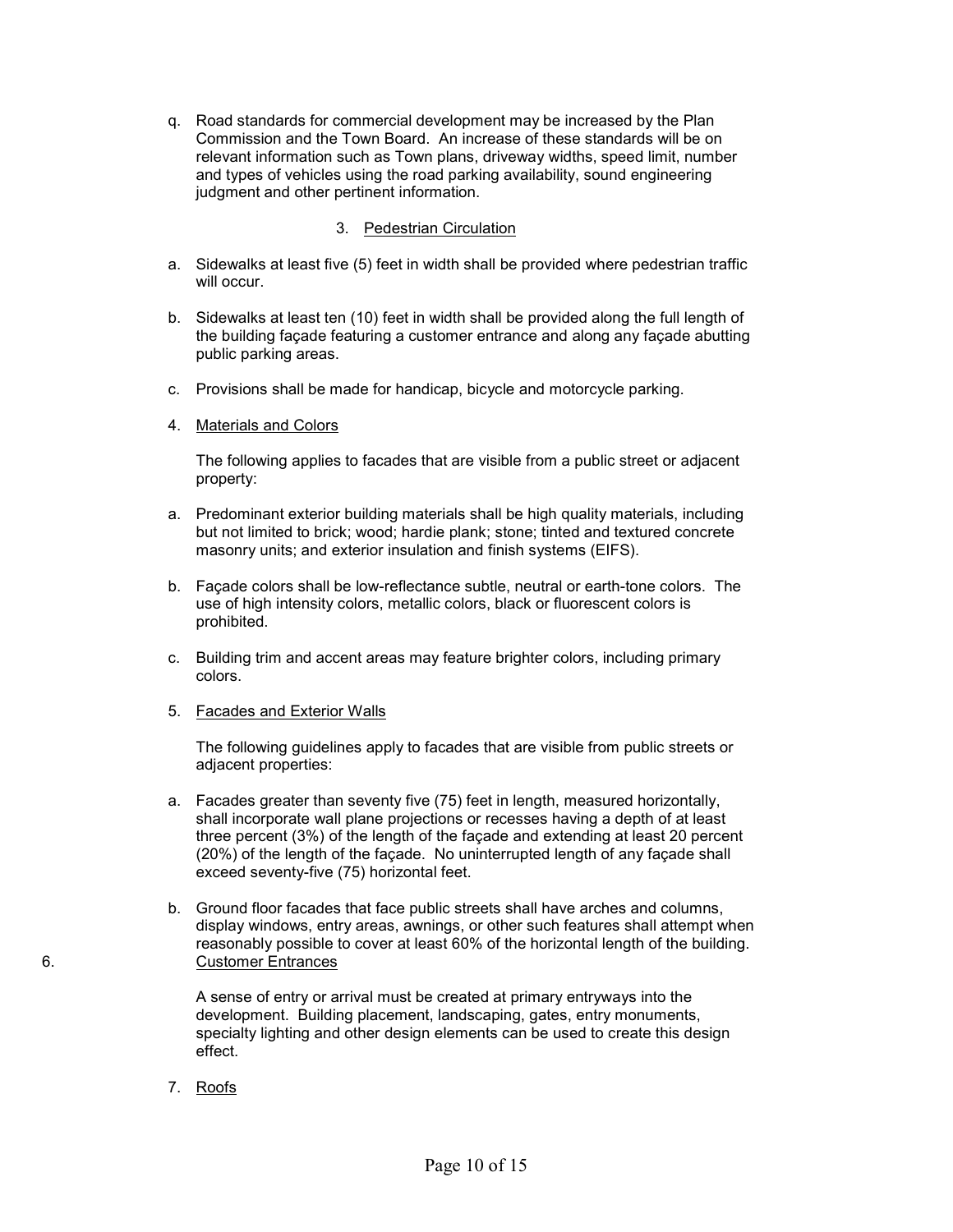q. Road standards for commercial development may be increased by the Plan Commission and the Town Board. An increase of these standards will be on relevant information such as Town plans, driveway widths, speed limit, number and types of vehicles using the road parking availability, sound engineering judgment and other pertinent information.

3. Pedestrian Circulation

a. Sidewalks at least five (5) feet in width shall be provided where pedestrian traffic will occur.

b. Sidewalks at least ten (10) feet in width shall be provided along the full length of the building façade featuring a customer entrance and along any façade abutting public parking areas.

c. Provisions shall be made for handicap, bicycle and motorcycle parking.

4. Materials and Colors

The following applies to facades that are visible from a public street or adjacent property:

a. Predominant exterior building materials shall be high quality materials, including but not limited to brick; wood; hardie plank; stone; tinted and textured concrete masonry units; and exterior insulation and finish systems (EIFS).

b. Façade colors shall be low-reflectance subtle, neutral or earth-tone colors. The use of high intensity colors, metallic colors, black or fluorescent colors is prohibited.

c. Building trim and accent areas may feature brighter colors, including primary colors.

5. Facades and Exterior Walls

The following guidelines apply to facades that are visible from public streets or adjacent properties:

a. Facades greater than seventy five (75) feet in length, measured horizontally, shall incorporate wall plane projections or recesses having a depth of at least three percent (3%) of the length of the façade and extending at least 20 percent (20%) of the length of the façade. No uninterrupted length of any façade shall exceed seventy-five (75) horizontal feet.

b. Ground floor facades that face public streets shall have arches and columns, display windows, entry areas, awnings, or other such features shall attempt when reasonably possible to cover at least 60% of the horizontal length of the building.

6. Customer Entrances

A sense of entry or arrival must be created at primary entryways into the development. Building placement, landscaping, gates, entry monuments, specialty lighting and other design elements can be used to create this design effect.

7. Roofs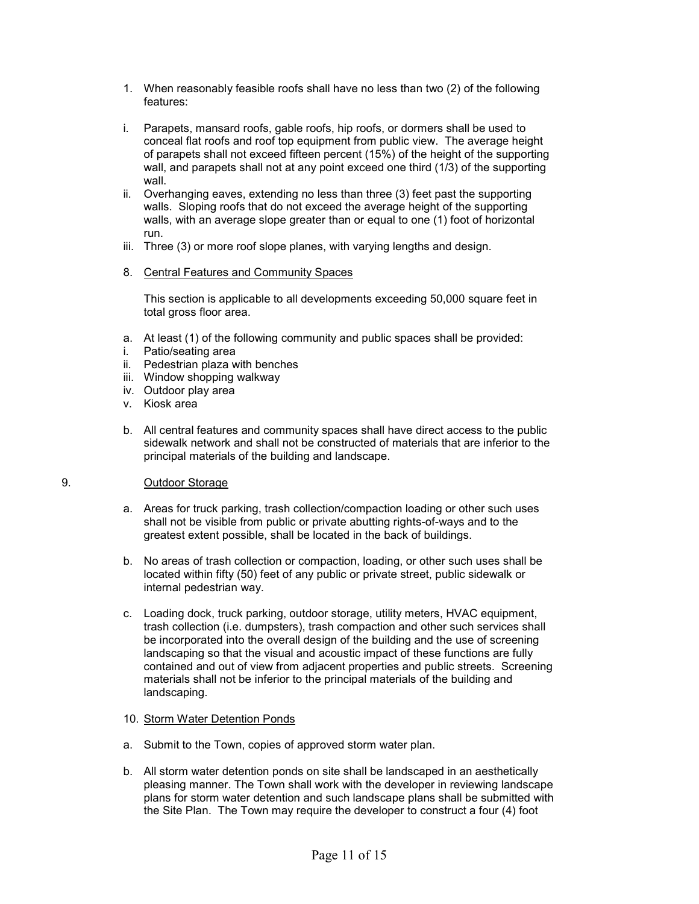1. When reasonably feasible roofs shall have no less than two (2) of the following features:

i. Parapets, mansard roofs, gable roofs, hip roofs, or dormers shall be used to conceal flat roofs and roof top equipment from public view. The average height of parapets shall not exceed fifteen percent (15%) of the height of the supporting wall, and parapets shall not at any point exceed one third (1/3) of the supporting wall.
ii. Overhanging eaves, extending no less than three (3) feet past the supporting walls. Sloping roofs that do not exceed the average height of the supporting walls, with an average slope greater than or equal to one (1) foot of horizontal run.
iii. Three (3) or more roof slope planes, with varying lengths and design.

8. <u>Central Features and Community Spaces</u>

This section is applicable to all developments exceeding 50,000 square feet in total gross floor area.

a. At least (1) of the following community and public spaces shall be provided:
i. Patio/seating area
ii. Pedestrian plaza with benches
iii. Window shopping walkway
iv. Outdoor play area
v. Kiosk area

b. All central features and community spaces shall have direct access to the public sidewalk network and shall not be constructed of materials that are inferior to the principal materials of the building and landscape.

9. <u>Outdoor Storage</u>

a. Areas for truck parking, trash collection/compaction loading or other such uses shall not be visible from public or private abutting rights-of-ways and to the greatest extent possible, shall be located in the back of buildings.

b. No areas of trash collection or compaction, loading, or other such uses shall be located within fifty (50) feet of any public or private street, public sidewalk or internal pedestrian way.

c. Loading dock, truck parking, outdoor storage, utility meters, HVAC equipment, trash collection (i.e. dumpsters), trash compaction and other such services shall be incorporated into the overall design of the building and the use of screening landscaping so that the visual and acoustic impact of these functions are fully contained and out of view from adjacent properties and public streets. Screening materials shall not be inferior to the principal materials of the building and landscaping.

10. <u>Storm Water Detention Ponds</u>

a. Submit to the Town, copies of approved storm water plan.

b. All storm water detention ponds on site shall be landscaped in an aesthetically pleasing manner. The Town shall work with the developer in reviewing landscape plans for storm water detention and such landscape plans shall be submitted with the Site Plan. The Town may require the developer to construct a four (4) foot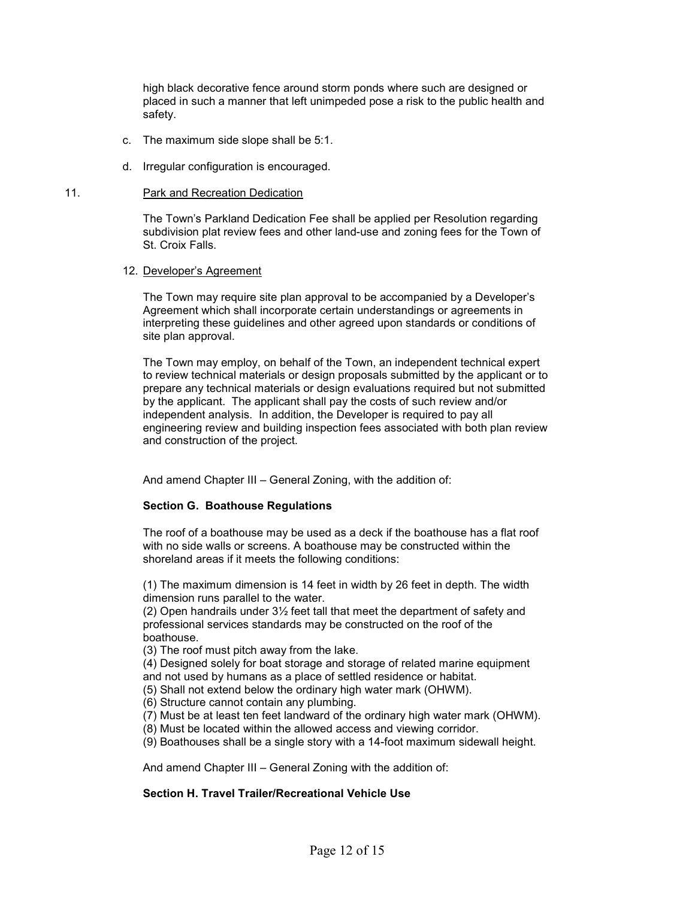high black decorative fence around storm ponds where such are designed or placed in such a manner that left unimpeded pose a risk to the public health and safety.

c. The maximum side slope shall be 5:1.

d. Irregular configuration is encouraged.

11. Park and Recreation Dedication

The Town's Parkland Dedication Fee shall be applied per Resolution regarding subdivision plat review fees and other land-use and zoning fees for the Town of St. Croix Falls.

12. Developer's Agreement

The Town may require site plan approval to be accompanied by a Developer's Agreement which shall incorporate certain understandings or agreements in interpreting these guidelines and other agreed upon standards or conditions of site plan approval.

The Town may employ, on behalf of the Town, an independent technical expert to review technical materials or design proposals submitted by the applicant or to prepare any technical materials or design evaluations required but not submitted by the applicant. The applicant shall pay the costs of such review and/or independent analysis. In addition, the Developer is required to pay all engineering review and building inspection fees associated with both plan review and construction of the project.

And amend Chapter III – General Zoning, with the addition of:

**Section G. Boathouse Regulations**

The roof of a boathouse may be used as a deck if the boathouse has a flat roof with no side walls or screens. A boathouse may be constructed within the shoreland areas if it meets the following conditions:

(1) The maximum dimension is 14 feet in width by 26 feet in depth. The width dimension runs parallel to the water.
(2) Open handrails under 3½ feet tall that meet the department of safety and professional services standards may be constructed on the roof of the boathouse.
(3) The roof must pitch away from the lake.
(4) Designed solely for boat storage and storage of related marine equipment and not used by humans as a place of settled residence or habitat.
(5) Shall not extend below the ordinary high water mark (OHWM).
(6) Structure cannot contain any plumbing.
(7) Must be at least ten feet landward of the ordinary high water mark (OHWM).
(8) Must be located within the allowed access and viewing corridor.
(9) Boathouses shall be a single story with a 14-foot maximum sidewall height.

And amend Chapter III – General Zoning with the addition of:

**Section H. Travel Trailer/Recreational Vehicle Use**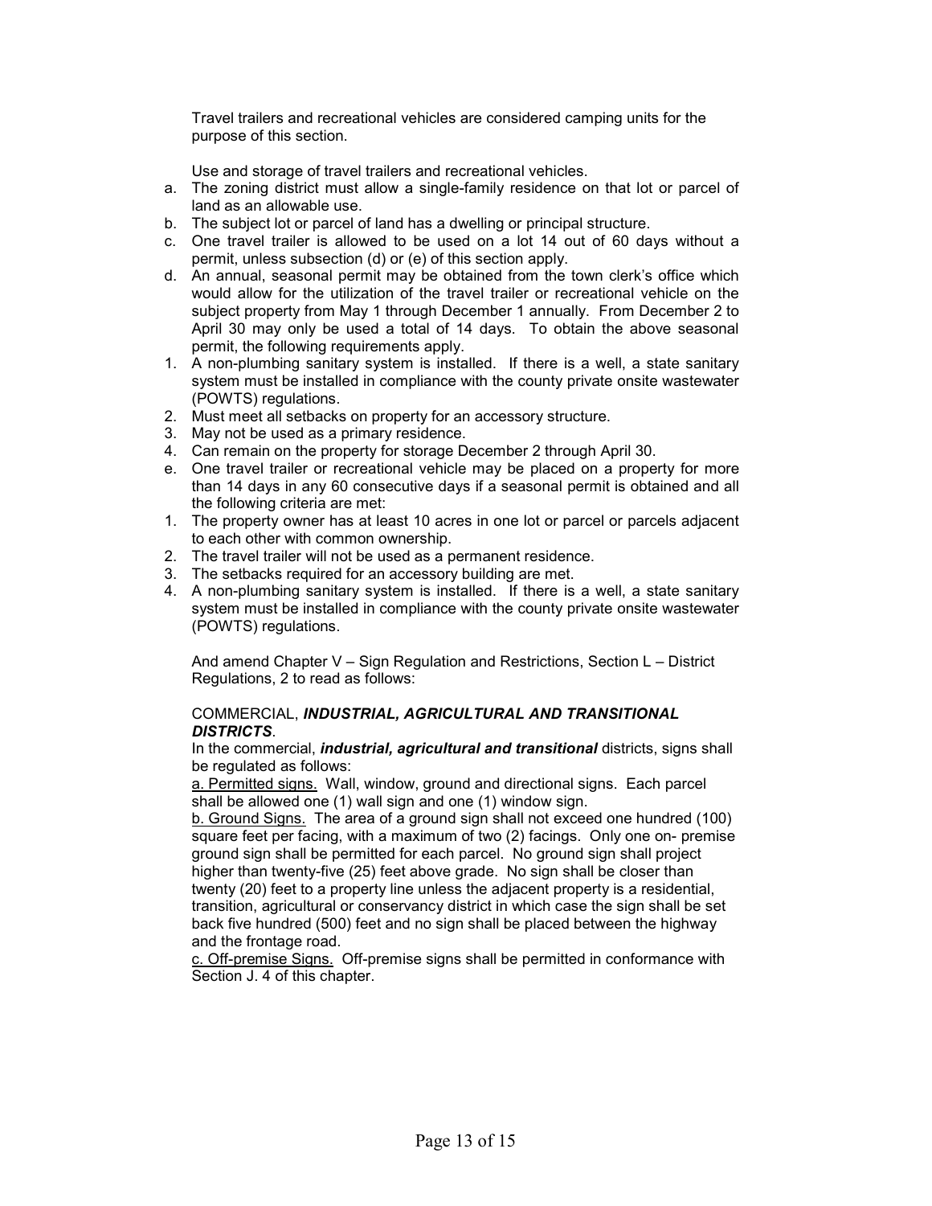Travel trailers and recreational vehicles are considered camping units for the purpose of this section.

Use and storage of travel trailers and recreational vehicles.

a. The zoning district must allow a single-family residence on that lot or parcel of land as an allowable use.
b. The subject lot or parcel of land has a dwelling or principal structure.
c. One travel trailer is allowed to be used on a lot 14 out of 60 days without a permit, unless subsection (d) or (e) of this section apply.
d. An annual, seasonal permit may be obtained from the town clerk's office which would allow for the utilization of the travel trailer or recreational vehicle on the subject property from May 1 through December 1 annually. From December 2 to April 30 may only be used a total of 14 days. To obtain the above seasonal permit, the following requirements apply.

1. A non-plumbing sanitary system is installed. If there is a well, a state sanitary system must be installed in compliance with the county private onsite wastewater (POWTS) regulations.
2. Must meet all setbacks on property for an accessory structure.
3. May not be used as a primary residence.
4. Can remain on the property for storage December 2 through April 30.

e. One travel trailer or recreational vehicle may be placed on a property for more than 14 days in any 60 consecutive days if a seasonal permit is obtained and all the following criteria are met:

1. The property owner has at least 10 acres in one lot or parcel or parcels adjacent to each other with common ownership.
2. The travel trailer will not be used as a permanent residence.
3. The setbacks required for an accessory building are met.
4. A non-plumbing sanitary system is installed. If there is a well, a state sanitary system must be installed in compliance with the county private onsite wastewater (POWTS) regulations.

And amend Chapter V – Sign Regulation and Restrictions, Section L – District Regulations, 2 to read as follows:

COMMERCIAL, ***INDUSTRIAL, AGRICULTURAL AND TRANSITIONAL DISTRICTS***.

In the commercial, ***industrial, agricultural and transitional*** districts, signs shall be regulated as follows:

<u>a. Permitted signs.</u> Wall, window, ground and directional signs. Each parcel shall be allowed one (1) wall sign and one (1) window sign.

<u>b. Ground Signs.</u> The area of a ground sign shall not exceed one hundred (100) square feet per facing, with a maximum of two (2) facings. Only one on- premise ground sign shall be permitted for each parcel. No ground sign shall project higher than twenty-five (25) feet above grade. No sign shall be closer than twenty (20) feet to a property line unless the adjacent property is a residential, transition, agricultural or conservancy district in which case the sign shall be set back five hundred (500) feet and no sign shall be placed between the highway and the frontage road.

<u>c. Off-premise Signs.</u> Off-premise signs shall be permitted in conformance with Section J. 4 of this chapter.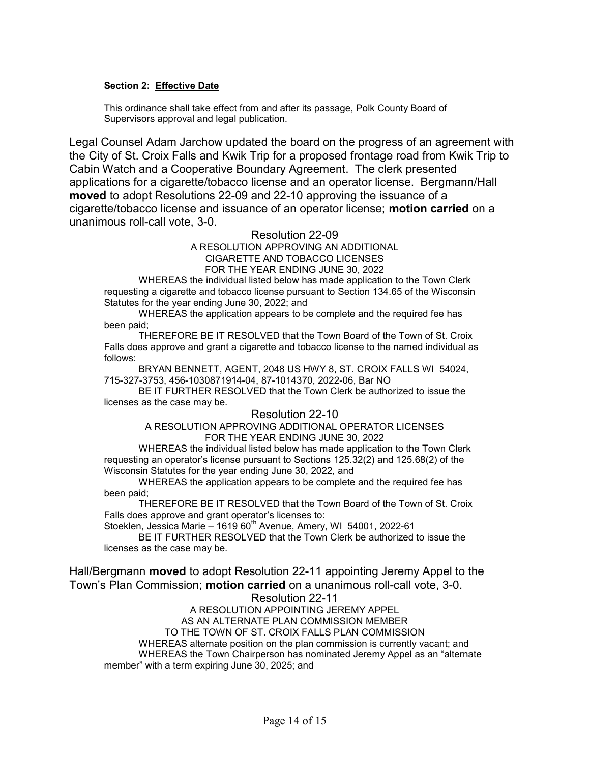**Section 2: Effective Date**

This ordinance shall take effect from and after its passage, Polk County Board of Supervisors approval and legal publication.

Legal Counsel Adam Jarchow updated the board on the progress of an agreement with the City of St. Croix Falls and Kwik Trip for a proposed frontage road from Kwik Trip to Cabin Watch and a Cooperative Boundary Agreement. The clerk presented applications for a cigarette/tobacco license and an operator license. Bergmann/Hall **moved** to adopt Resolutions 22-09 and 22-10 approving the issuance of a cigarette/tobacco license and issuance of an operator license; **motion carried** on a unanimous roll-call vote, 3-0.

Resolution 22-09

A RESOLUTION APPROVING AN ADDITIONAL CIGARETTE AND TOBACCO LICENSES FOR THE YEAR ENDING JUNE 30, 2022

WHEREAS the individual listed below has made application to the Town Clerk requesting a cigarette and tobacco license pursuant to Section 134.65 of the Wisconsin Statutes for the year ending June 30, 2022; and

WHEREAS the application appears to be complete and the required fee has been paid;

THEREFORE BE IT RESOLVED that the Town Board of the Town of St. Croix Falls does approve and grant a cigarette and tobacco license to the named individual as follows:

BRYAN BENNETT, AGENT, 2048 US HWY 8, ST. CROIX FALLS WI 54024, 715-327-3753, 456-1030871914-04, 87-1014370, 2022-06, Bar NO

BE IT FURTHER RESOLVED that the Town Clerk be authorized to issue the licenses as the case may be.

Resolution 22-10

A RESOLUTION APPROVING ADDITIONAL OPERATOR LICENSES FOR THE YEAR ENDING JUNE 30, 2022

WHEREAS the individual listed below has made application to the Town Clerk requesting an operator's license pursuant to Sections 125.32(2) and 125.68(2) of the Wisconsin Statutes for the year ending June 30, 2022, and

WHEREAS the application appears to be complete and the required fee has been paid;

THEREFORE BE IT RESOLVED that the Town Board of the Town of St. Croix Falls does approve and grant operator's licenses to:

Stoeklen, Jessica Marie – 1619 60th Avenue, Amery, WI 54001, 2022-61

BE IT FURTHER RESOLVED that the Town Clerk be authorized to issue the licenses as the case may be.

Hall/Bergmann **moved** to adopt Resolution 22-11 appointing Jeremy Appel to the Town's Plan Commission; **motion carried** on a unanimous roll-call vote, 3-0.

Resolution 22-11

A RESOLUTION APPOINTING JEREMY APPEL AS AN ALTERNATE PLAN COMMISSION MEMBER TO THE TOWN OF ST. CROIX FALLS PLAN COMMISSION

WHEREAS alternate position on the plan commission is currently vacant; and

WHEREAS the Town Chairperson has nominated Jeremy Appel as an "alternate member" with a term expiring June 30, 2025; and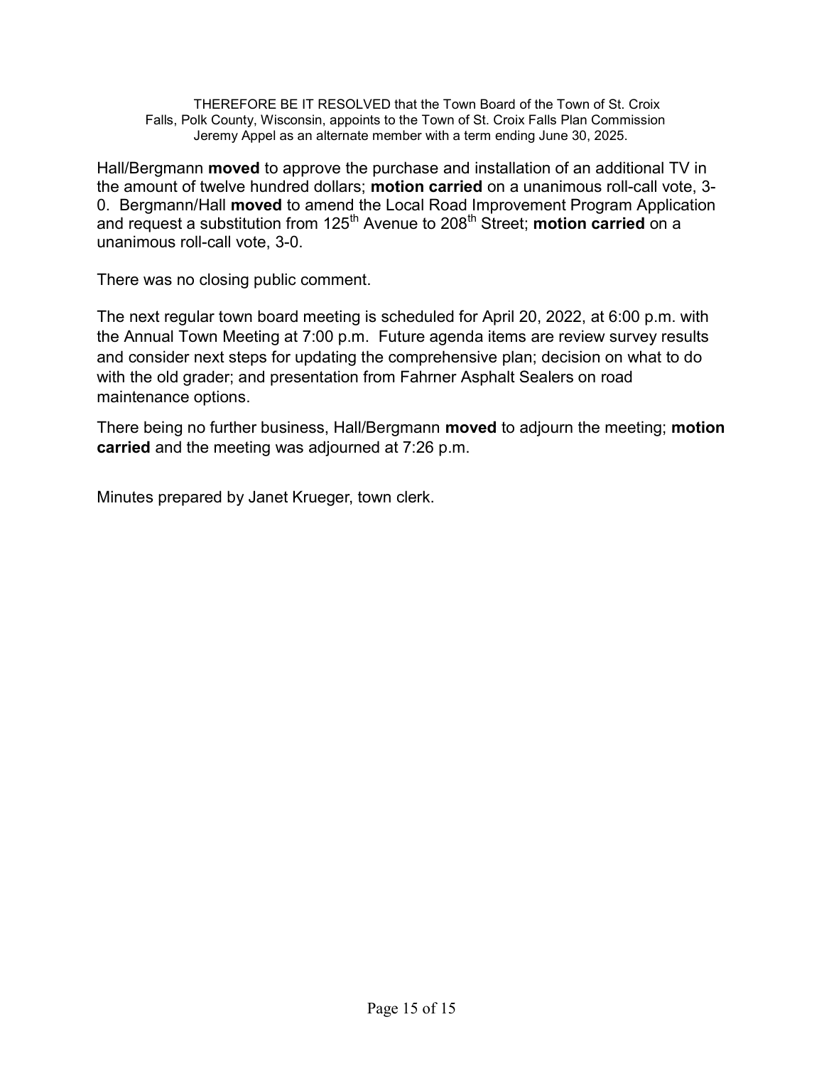THEREFORE BE IT RESOLVED that the Town Board of the Town of St. Croix Falls, Polk County, Wisconsin, appoints to the Town of St. Croix Falls Plan Commission Jeremy Appel as an alternate member with a term ending June 30, 2025.

Hall/Bergmann **moved** to approve the purchase and installation of an additional TV in the amount of twelve hundred dollars; **motion carried** on a unanimous roll-call vote, 3-0. Bergmann/Hall **moved** to amend the Local Road Improvement Program Application and request a substitution from 125th Avenue to 208th Street; **motion carried** on a unanimous roll-call vote, 3-0.

There was no closing public comment.

The next regular town board meeting is scheduled for April 20, 2022, at 6:00 p.m. with the Annual Town Meeting at 7:00 p.m. Future agenda items are review survey results and consider next steps for updating the comprehensive plan; decision on what to do with the old grader; and presentation from Fahrner Asphalt Sealers on road maintenance options.

There being no further business, Hall/Bergmann **moved** to adjourn the meeting; **motion carried** and the meeting was adjourned at 7:26 p.m.

Minutes prepared by Janet Krueger, town clerk.